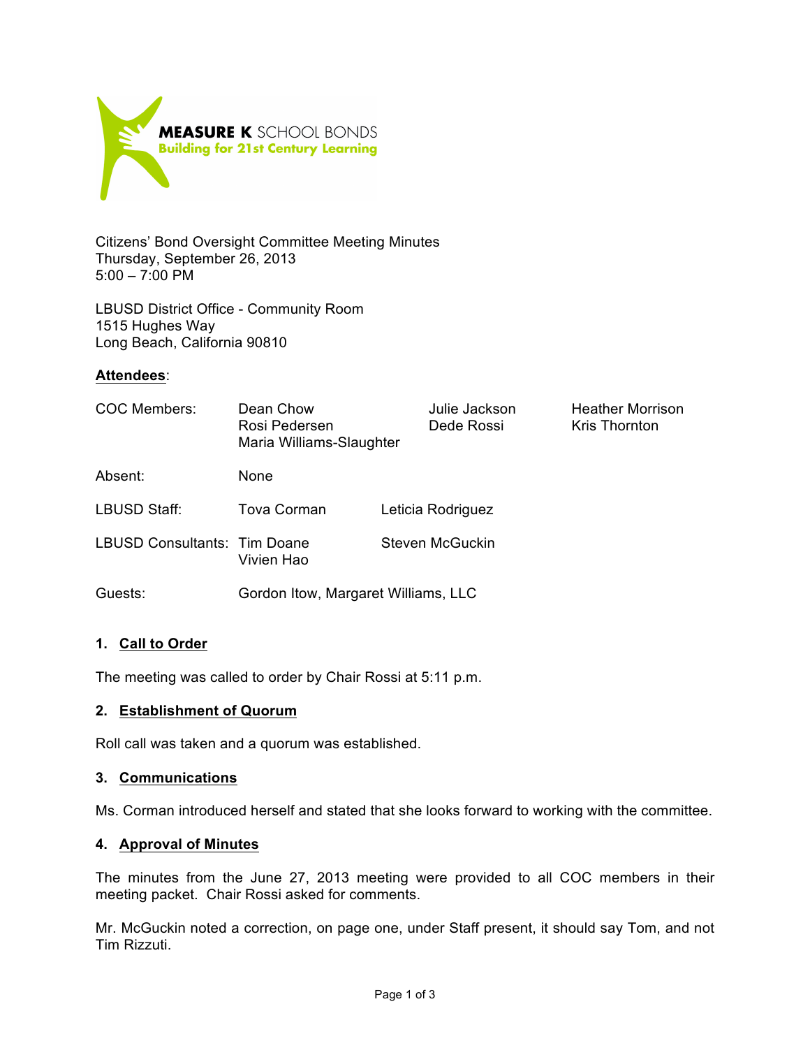**MEASURE K** SCHOOL BONDS
**Building for 21st Century Learning**

Citizens' Bond Oversight Committee Meeting Minutes
Thursday, September 26, 2013
5:00 – 7:00 PM

LBUSD District Office - Community Room
1515 Hughes Way
Long Beach, California 90810

**Attendees**:

| | | | |
|---|---|---|---|
| COC Members: | Dean Chow<br>Rosi Pedersen<br>Maria Williams-Slaughter | Julie Jackson<br>Dede Rossi | Heather Morrison<br>Kris Thornton |
| Absent: | None | | |
| LBUSD Staff: | Tova Corman | Leticia Rodriguez | |
| LBUSD Consultants: | Tim Doane<br>Vivien Hao | Steven McGuckin | |
| Guests: | Gordon Itow, Margaret Williams, LLC | | |

## 1. Call to Order

The meeting was called to order by Chair Rossi at 5:11 p.m.

## 2. Establishment of Quorum

Roll call was taken and a quorum was established.

## 3. Communications

Ms. Corman introduced herself and stated that she looks forward to working with the committee.

## 4. Approval of Minutes

The minutes from the June 27, 2013 meeting were provided to all COC members in their meeting packet. Chair Rossi asked for comments.

Mr. McGuckin noted a correction, on page one, under Staff present, it should say Tom, and not Tim Rizzuti.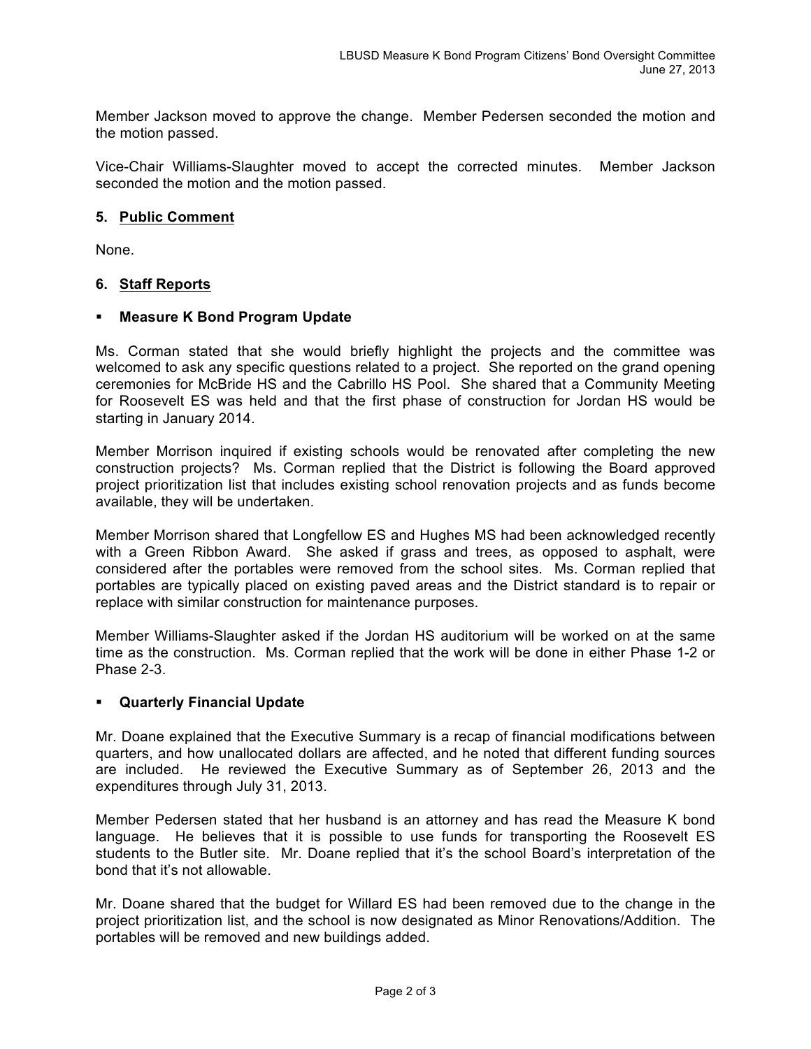Member Jackson moved to approve the change. Member Pedersen seconded the motion and the motion passed.

Vice-Chair Williams-Slaughter moved to accept the corrected minutes. Member Jackson seconded the motion and the motion passed.

**5. Public Comment**

None.

**6. Staff Reports**

- **Measure K Bond Program Update**

Ms. Corman stated that she would briefly highlight the projects and the committee was welcomed to ask any specific questions related to a project. She reported on the grand opening ceremonies for McBride HS and the Cabrillo HS Pool. She shared that a Community Meeting for Roosevelt ES was held and that the first phase of construction for Jordan HS would be starting in January 2014.

Member Morrison inquired if existing schools would be renovated after completing the new construction projects? Ms. Corman replied that the District is following the Board approved project prioritization list that includes existing school renovation projects and as funds become available, they will be undertaken.

Member Morrison shared that Longfellow ES and Hughes MS had been acknowledged recently with a Green Ribbon Award. She asked if grass and trees, as opposed to asphalt, were considered after the portables were removed from the school sites. Ms. Corman replied that portables are typically placed on existing paved areas and the District standard is to repair or replace with similar construction for maintenance purposes.

Member Williams-Slaughter asked if the Jordan HS auditorium will be worked on at the same time as the construction. Ms. Corman replied that the work will be done in either Phase 1-2 or Phase 2-3.

- **Quarterly Financial Update**

Mr. Doane explained that the Executive Summary is a recap of financial modifications between quarters, and how unallocated dollars are affected, and he noted that different funding sources are included. He reviewed the Executive Summary as of September 26, 2013 and the expenditures through July 31, 2013.

Member Pedersen stated that her husband is an attorney and has read the Measure K bond language. He believes that it is possible to use funds for transporting the Roosevelt ES students to the Butler site. Mr. Doane replied that it's the school Board's interpretation of the bond that it's not allowable.

Mr. Doane shared that the budget for Willard ES had been removed due to the change in the project prioritization list, and the school is now designated as Minor Renovations/Addition. The portables will be removed and new buildings added.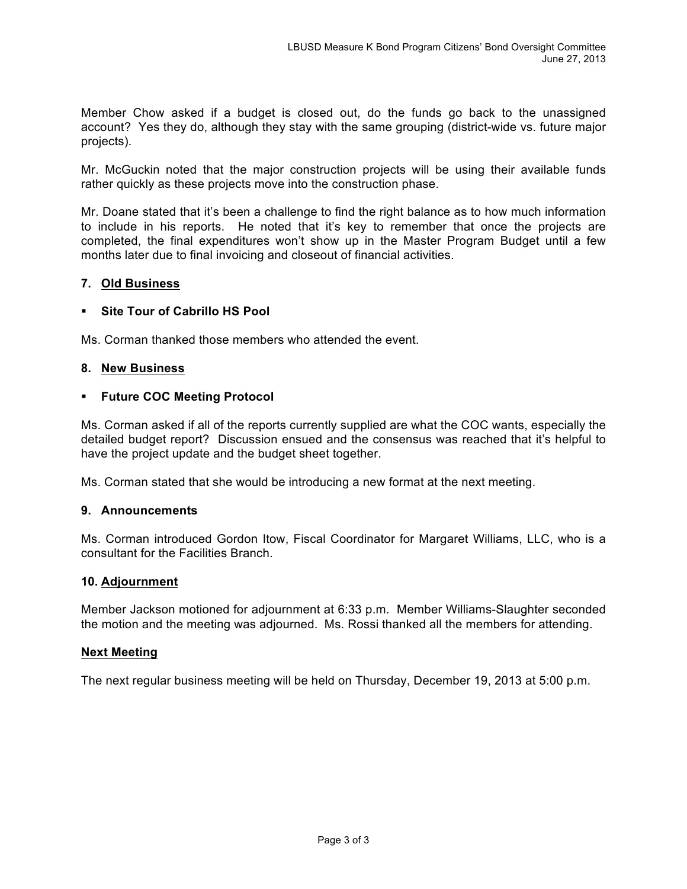Member Chow asked if a budget is closed out, do the funds go back to the unassigned account? Yes they do, although they stay with the same grouping (district-wide vs. future major projects).

Mr. McGuckin noted that the major construction projects will be using their available funds rather quickly as these projects move into the construction phase.

Mr. Doane stated that it's been a challenge to find the right balance as to how much information to include in his reports. He noted that it's key to remember that once the projects are completed, the final expenditures won't show up in the Master Program Budget until a few months later due to final invoicing and closeout of financial activities.

## 7. Old Business

- **Site Tour of Cabrillo HS Pool**

Ms. Corman thanked those members who attended the event.

## 8. New Business

- **Future COC Meeting Protocol**

Ms. Corman asked if all of the reports currently supplied are what the COC wants, especially the detailed budget report? Discussion ensued and the consensus was reached that it's helpful to have the project update and the budget sheet together.

Ms. Corman stated that she would be introducing a new format at the next meeting.

## 9. Announcements

Ms. Corman introduced Gordon Itow, Fiscal Coordinator for Margaret Williams, LLC, who is a consultant for the Facilities Branch.

## 10. Adjournment

Member Jackson motioned for adjournment at 6:33 p.m. Member Williams-Slaughter seconded the motion and the meeting was adjourned. Ms. Rossi thanked all the members for attending.

## Next Meeting

The next regular business meeting will be held on Thursday, December 19, 2013 at 5:00 p.m.